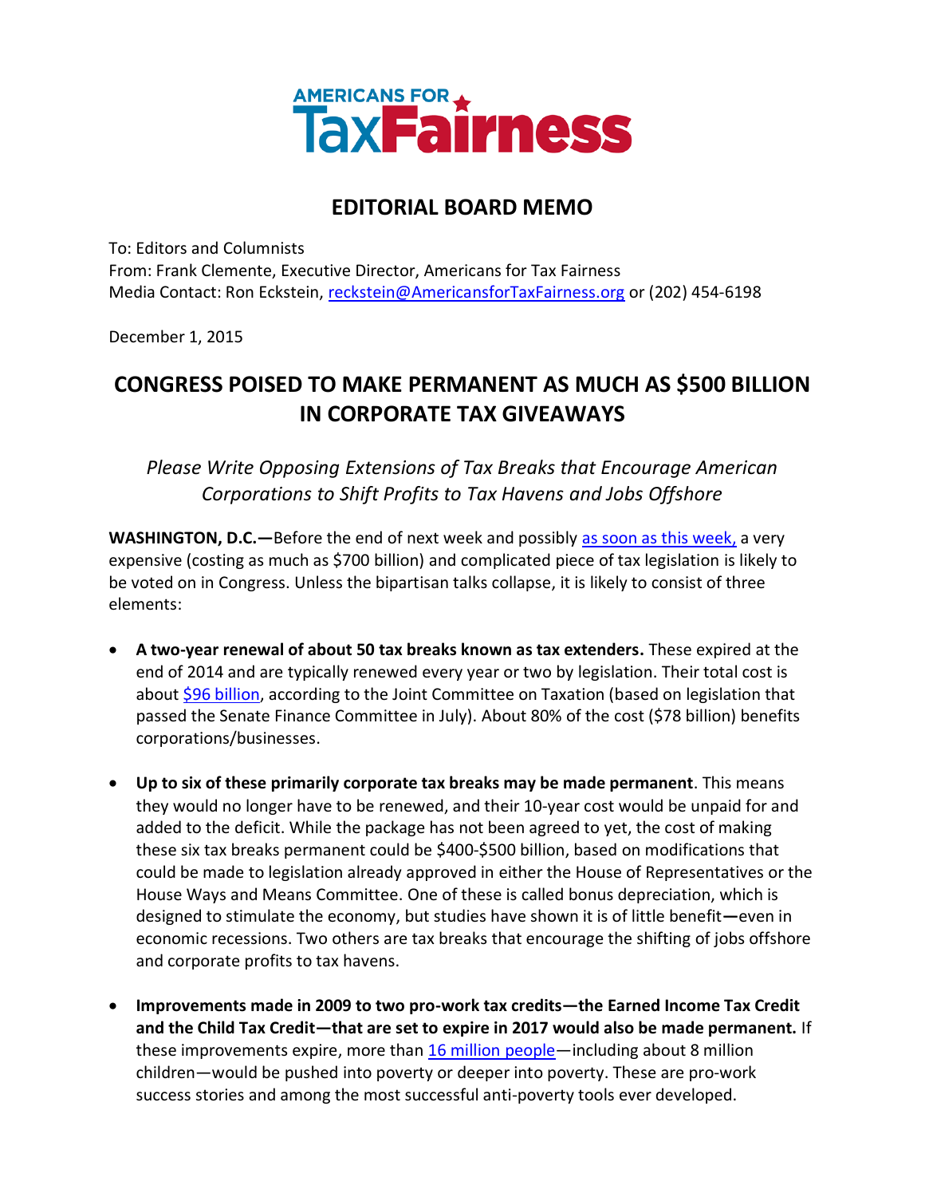AMERICANS FOR TaxFairness

## EDITORIAL BOARD MEMO

To: Editors and Columnists
From: Frank Clemente, Executive Director, Americans for Tax Fairness
Media Contact: Ron Eckstein, reckstein@AmericansforTaxFairness.org or (202) 454-6198

December 1, 2015

# CONGRESS POISED TO MAKE PERMANENT AS MUCH AS $500 BILLION IN CORPORATE TAX GIVEAWAYS

*Please Write Opposing Extensions of Tax Breaks that Encourage American Corporations to Shift Profits to Tax Havens and Jobs Offshore*

**WASHINGTON, D.C.—**Before the end of next week and possibly as soon as this week, a very expensive (costing as much as $700 billion) and complicated piece of tax legislation is likely to be voted on in Congress. Unless the bipartisan talks collapse, it is likely to consist of three elements:

- **A two-year renewal of about 50 tax breaks known as tax extenders.** These expired at the end of 2014 and are typically renewed every year or two by legislation. Their total cost is about $96 billion, according to the Joint Committee on Taxation (based on legislation that passed the Senate Finance Committee in July). About 80% of the cost ($78 billion) benefits corporations/businesses.

- **Up to six of these primarily corporate tax breaks may be made permanent**. This means they would no longer have to be renewed, and their 10-year cost would be unpaid for and added to the deficit. While the package has not been agreed to yet, the cost of making these six tax breaks permanent could be $400-$500 billion, based on modifications that could be made to legislation already approved in either the House of Representatives or the House Ways and Means Committee. One of these is called bonus depreciation, which is designed to stimulate the economy, but studies have shown it is of little benefit—even in economic recessions. Two others are tax breaks that encourage the shifting of jobs offshore and corporate profits to tax havens.

- **Improvements made in 2009 to two pro-work tax credits—the Earned Income Tax Credit and the Child Tax Credit—that are set to expire in 2017 would also be made permanent.** If these improvements expire, more than 16 million people—including about 8 million children—would be pushed into poverty or deeper into poverty. These are pro-work success stories and among the most successful anti-poverty tools ever developed.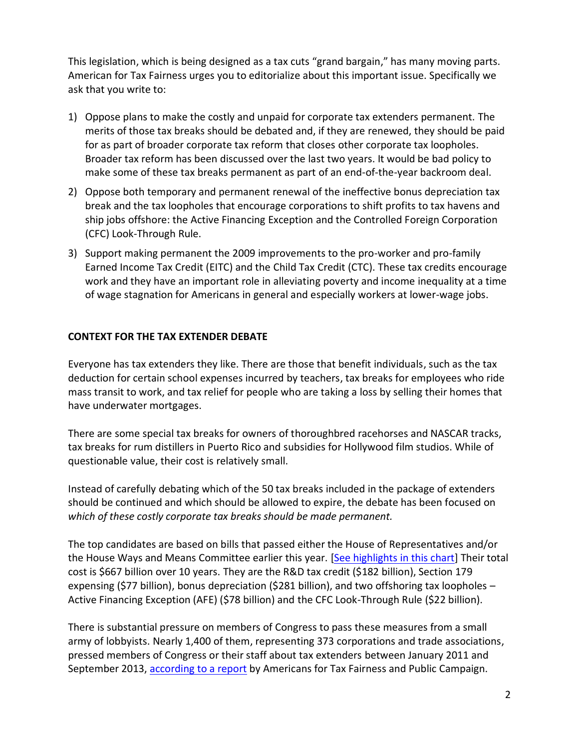This legislation, which is being designed as a tax cuts "grand bargain," has many moving parts. American for Tax Fairness urges you to editorialize about this important issue. Specifically we ask that you write to:

1) Oppose plans to make the costly and unpaid for corporate tax extenders permanent. The merits of those tax breaks should be debated and, if they are renewed, they should be paid for as part of broader corporate tax reform that closes other corporate tax loopholes. Broader tax reform has been discussed over the last two years. It would be bad policy to make some of these tax breaks permanent as part of an end-of-the-year backroom deal.
2) Oppose both temporary and permanent renewal of the ineffective bonus depreciation tax break and the tax loopholes that encourage corporations to shift profits to tax havens and ship jobs offshore: the Active Financing Exception and the Controlled Foreign Corporation (CFC) Look-Through Rule.
3) Support making permanent the 2009 improvements to the pro-worker and pro-family Earned Income Tax Credit (EITC) and the Child Tax Credit (CTC). These tax credits encourage work and they have an important role in alleviating poverty and income inequality at a time of wage stagnation for Americans in general and especially workers at lower-wage jobs.

**CONTEXT FOR THE TAX EXTENDER DEBATE**

Everyone has tax extenders they like. There are those that benefit individuals, such as the tax deduction for certain school expenses incurred by teachers, tax breaks for employees who ride mass transit to work, and tax relief for people who are taking a loss by selling their homes that have underwater mortgages.

There are some special tax breaks for owners of thoroughbred racehorses and NASCAR tracks, tax breaks for rum distillers in Puerto Rico and subsidies for Hollywood film studios. While of questionable value, their cost is relatively small.

Instead of carefully debating which of the 50 tax breaks included in the package of extenders should be continued and which should be allowed to expire, the debate has been focused on *which of these costly corporate tax breaks should be made permanent.*

The top candidates are based on bills that passed either the House of Representatives and/or the House Ways and Means Committee earlier this year. [See highlights in this chart] Their total cost is $667 billion over 10 years. They are the R&D tax credit ($182 billion), Section 179 expensing ($77 billion), bonus depreciation ($281 billion), and two offshoring tax loopholes – Active Financing Exception (AFE) ($78 billion) and the CFC Look-Through Rule ($22 billion).

There is substantial pressure on members of Congress to pass these measures from a small army of lobbyists. Nearly 1,400 of them, representing 373 corporations and trade associations, pressed members of Congress or their staff about tax extenders between January 2011 and September 2013, according to a report by Americans for Tax Fairness and Public Campaign.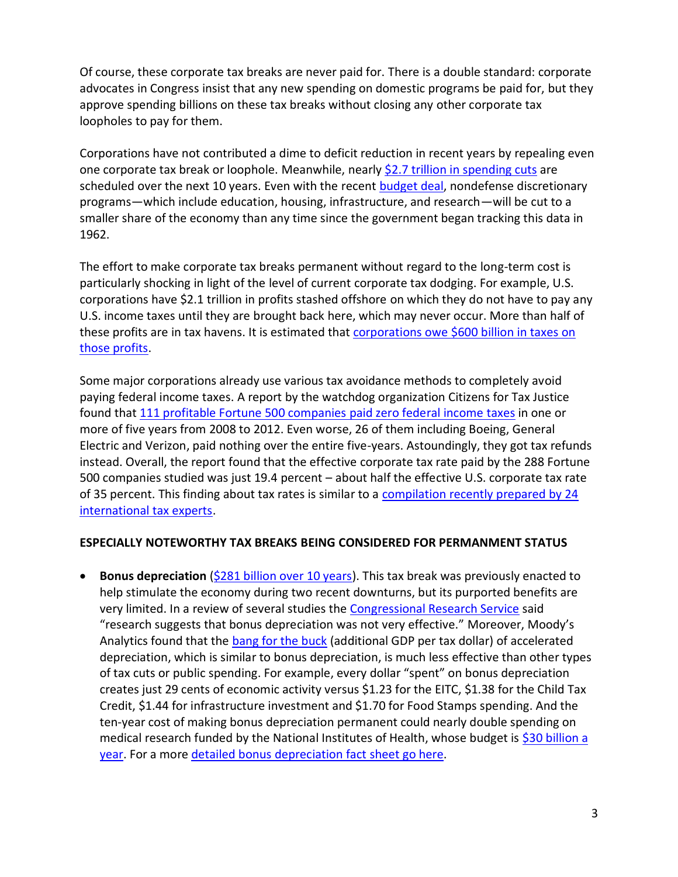Of course, these corporate tax breaks are never paid for. There is a double standard: corporate advocates in Congress insist that any new spending on domestic programs be paid for, but they approve spending billions on these tax breaks without closing any other corporate tax loopholes to pay for them.

Corporations have not contributed a dime to deficit reduction in recent years by repealing even one corporate tax break or loophole. Meanwhile, nearly $2.7 trillion in spending cuts are scheduled over the next 10 years. Even with the recent budget deal, nondefense discretionary programs—which include education, housing, infrastructure, and research—will be cut to a smaller share of the economy than any time since the government began tracking this data in 1962.

The effort to make corporate tax breaks permanent without regard to the long-term cost is particularly shocking in light of the level of current corporate tax dodging. For example, U.S. corporations have $2.1 trillion in profits stashed offshore on which they do not have to pay any U.S. income taxes until they are brought back here, which may never occur. More than half of these profits are in tax havens. It is estimated that corporations owe $600 billion in taxes on those profits.

Some major corporations already use various tax avoidance methods to completely avoid paying federal income taxes. A report by the watchdog organization Citizens for Tax Justice found that 111 profitable Fortune 500 companies paid zero federal income taxes in one or more of five years from 2008 to 2012. Even worse, 26 of them including Boeing, General Electric and Verizon, paid nothing over the entire five-years. Astoundingly, they got tax refunds instead. Overall, the report found that the effective corporate tax rate paid by the 288 Fortune 500 companies studied was just 19.4 percent – about half the effective U.S. corporate tax rate of 35 percent. This finding about tax rates is similar to a compilation recently prepared by 24 international tax experts.

**ESPECIALLY NOTEWORTHY TAX BREAKS BEING CONSIDERED FOR PERMANMENT STATUS**

- **Bonus depreciation** ($281 billion over 10 years). This tax break was previously enacted to help stimulate the economy during two recent downturns, but its purported benefits are very limited. In a review of several studies the Congressional Research Service said "research suggests that bonus depreciation was not very effective." Moreover, Moody's Analytics found that the bang for the buck (additional GDP per tax dollar) of accelerated depreciation, which is similar to bonus depreciation, is much less effective than other types of tax cuts or public spending. For example, every dollar "spent" on bonus depreciation creates just 29 cents of economic activity versus $1.23 for the EITC, $1.38 for the Child Tax Credit, $1.44 for infrastructure investment and $1.70 for Food Stamps spending. And the ten-year cost of making bonus depreciation permanent could nearly double spending on medical research funded by the National Institutes of Health, whose budget is $30 billion a year. For a more detailed bonus depreciation fact sheet go here.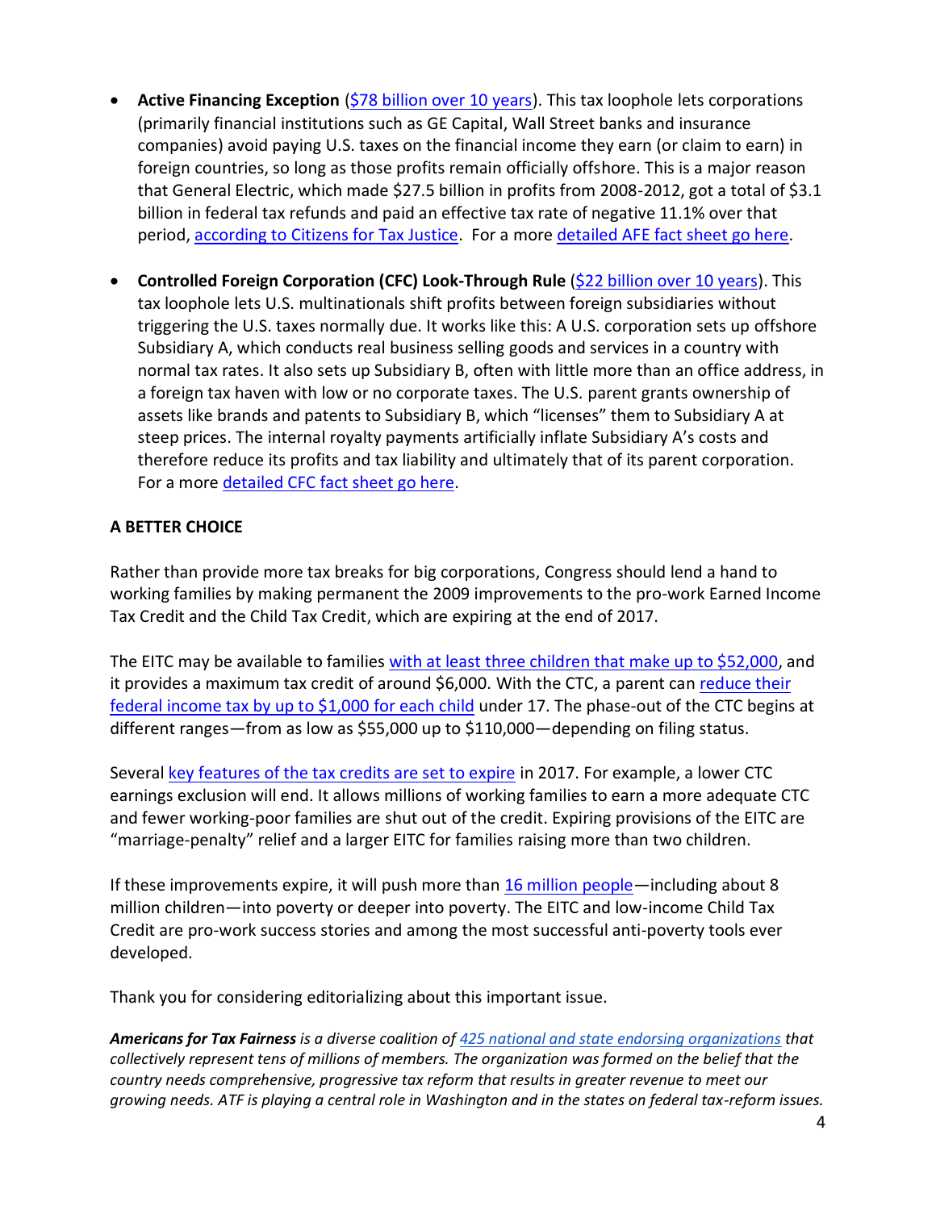- **Active Financing Exception** ($78 billion over 10 years). This tax loophole lets corporations (primarily financial institutions such as GE Capital, Wall Street banks and insurance companies) avoid paying U.S. taxes on the financial income they earn (or claim to earn) in foreign countries, so long as those profits remain officially offshore. This is a major reason that General Electric, which made $27.5 billion in profits from 2008-2012, got a total of $3.1 billion in federal tax refunds and paid an effective tax rate of negative 11.1% over that period, according to Citizens for Tax Justice. For a more detailed AFE fact sheet go here.

- **Controlled Foreign Corporation (CFC) Look-Through Rule** ($22 billion over 10 years). This tax loophole lets U.S. multinationals shift profits between foreign subsidiaries without triggering the U.S. taxes normally due. It works like this: A U.S. corporation sets up offshore Subsidiary A, which conducts real business selling goods and services in a country with normal tax rates. It also sets up Subsidiary B, often with little more than an office address, in a foreign tax haven with low or no corporate taxes. The U.S. parent grants ownership of assets like brands and patents to Subsidiary B, which "licenses" them to Subsidiary A at steep prices. The internal royalty payments artificially inflate Subsidiary A's costs and therefore reduce its profits and tax liability and ultimately that of its parent corporation. For a more detailed CFC fact sheet go here.

**A BETTER CHOICE**

Rather than provide more tax breaks for big corporations, Congress should lend a hand to working families by making permanent the 2009 improvements to the pro-work Earned Income Tax Credit and the Child Tax Credit, which are expiring at the end of 2017.

The EITC may be available to families with at least three children that make up to $52,000, and it provides a maximum tax credit of around $6,000. With the CTC, a parent can reduce their federal income tax by up to $1,000 for each child under 17. The phase-out of the CTC begins at different ranges—from as low as $55,000 up to $110,000—depending on filing status.

Several key features of the tax credits are set to expire in 2017. For example, a lower CTC earnings exclusion will end. It allows millions of working families to earn a more adequate CTC and fewer working-poor families are shut out of the credit. Expiring provisions of the EITC are "marriage-penalty" relief and a larger EITC for families raising more than two children.

If these improvements expire, it will push more than 16 million people—including about 8 million children—into poverty or deeper into poverty. The EITC and low-income Child Tax Credit are pro-work success stories and among the most successful anti-poverty tools ever developed.

Thank you for considering editorializing about this important issue.

***Americans for Tax Fairness*** *is a diverse coalition of 425 national and state endorsing organizations that collectively represent tens of millions of members. The organization was formed on the belief that the country needs comprehensive, progressive tax reform that results in greater revenue to meet our growing needs. ATF is playing a central role in Washington and in the states on federal tax-reform issues.*